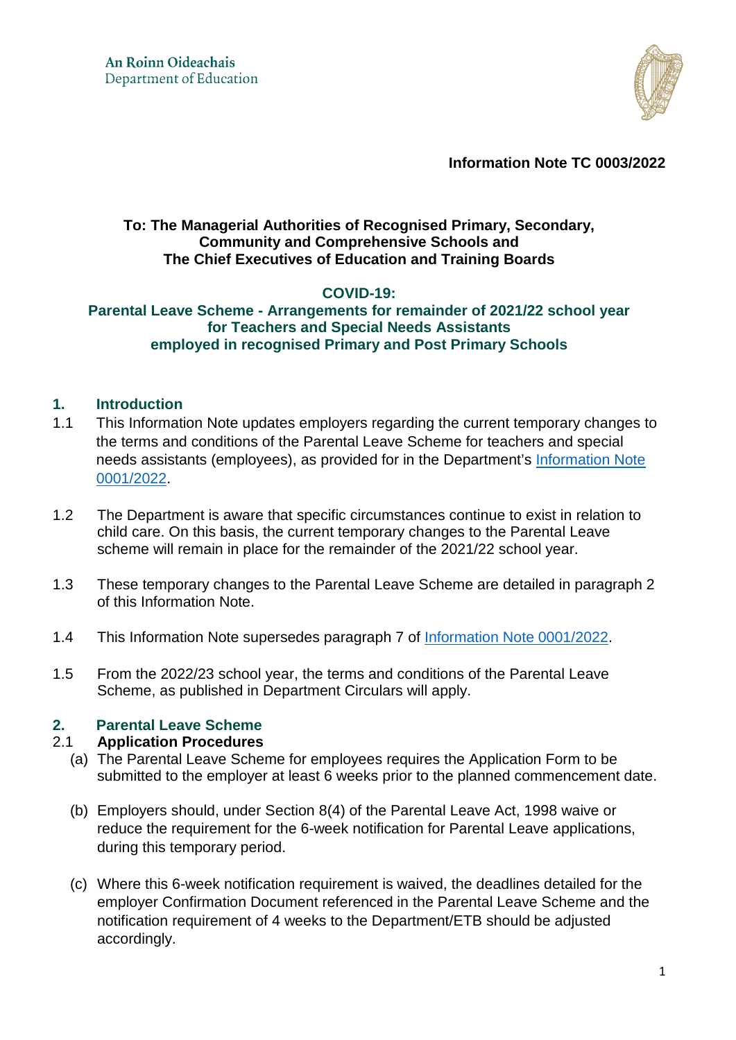An Roinn Oideachais
Department of Education

**Information Note TC 0003/2022**

**To: The Managerial Authorities of Recognised Primary, Secondary, Community and Comprehensive Schools and The Chief Executives of Education and Training Boards**

## COVID-19: Parental Leave Scheme - Arrangements for remainder of 2021/22 school year for Teachers and Special Needs Assistants employed in recognised Primary and Post Primary Schools

## 1. Introduction

1.1 This Information Note updates employers regarding the current temporary changes to the terms and conditions of the Parental Leave Scheme for teachers and special needs assistants (employees), as provided for in the Department's Information Note 0001/2022.

1.2 The Department is aware that specific circumstances continue to exist in relation to child care. On this basis, the current temporary changes to the Parental Leave scheme will remain in place for the remainder of the 2021/22 school year.

1.3 These temporary changes to the Parental Leave Scheme are detailed in paragraph 2 of this Information Note.

1.4 This Information Note supersedes paragraph 7 of Information Note 0001/2022.

1.5 From the 2022/23 school year, the terms and conditions of the Parental Leave Scheme, as published in Department Circulars will apply.

## 2. Parental Leave Scheme

### 2.1 Application Procedures

(a) The Parental Leave Scheme for employees requires the Application Form to be submitted to the employer at least 6 weeks prior to the planned commencement date.

(b) Employers should, under Section 8(4) of the Parental Leave Act, 1998 waive or reduce the requirement for the 6-week notification for Parental Leave applications, during this temporary period.

(c) Where this 6-week notification requirement is waived, the deadlines detailed for the employer Confirmation Document referenced in the Parental Leave Scheme and the notification requirement of 4 weeks to the Department/ETB should be adjusted accordingly.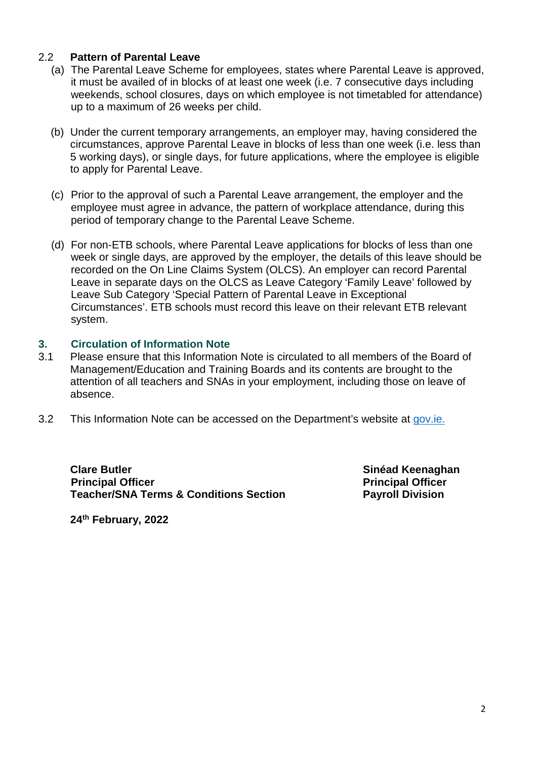### 2.2 Pattern of Parental Leave

(a) The Parental Leave Scheme for employees, states where Parental Leave is approved, it must be availed of in blocks of at least one week (i.e. 7 consecutive days including weekends, school closures, days on which employee is not timetabled for attendance) up to a maximum of 26 weeks per child.

(b) Under the current temporary arrangements, an employer may, having considered the circumstances, approve Parental Leave in blocks of less than one week (i.e. less than 5 working days), or single days, for future applications, where the employee is eligible to apply for Parental Leave.

(c) Prior to the approval of such a Parental Leave arrangement, the employer and the employee must agree in advance, the pattern of workplace attendance, during this period of temporary change to the Parental Leave Scheme.

(d) For non-ETB schools, where Parental Leave applications for blocks of less than one week or single days, are approved by the employer, the details of this leave should be recorded on the On Line Claims System (OLCS). An employer can record Parental Leave in separate days on the OLCS as Leave Category 'Family Leave' followed by Leave Sub Category 'Special Pattern of Parental Leave in Exceptional Circumstances'. ETB schools must record this leave on their relevant ETB relevant system.

## 3. Circulation of Information Note

3.1 Please ensure that this Information Note is circulated to all members of the Board of Management/Education and Training Boards and its contents are brought to the attention of all teachers and SNAs in your employment, including those on leave of absence.

3.2 This Information Note can be accessed on the Department's website at gov.ie.

**Clare Butler**
**Principal Officer**
**Teacher/SNA Terms & Conditions Section**

**Sinéad Keenaghan**
**Principal Officer**
**Payroll Division**

**24th February, 2022**